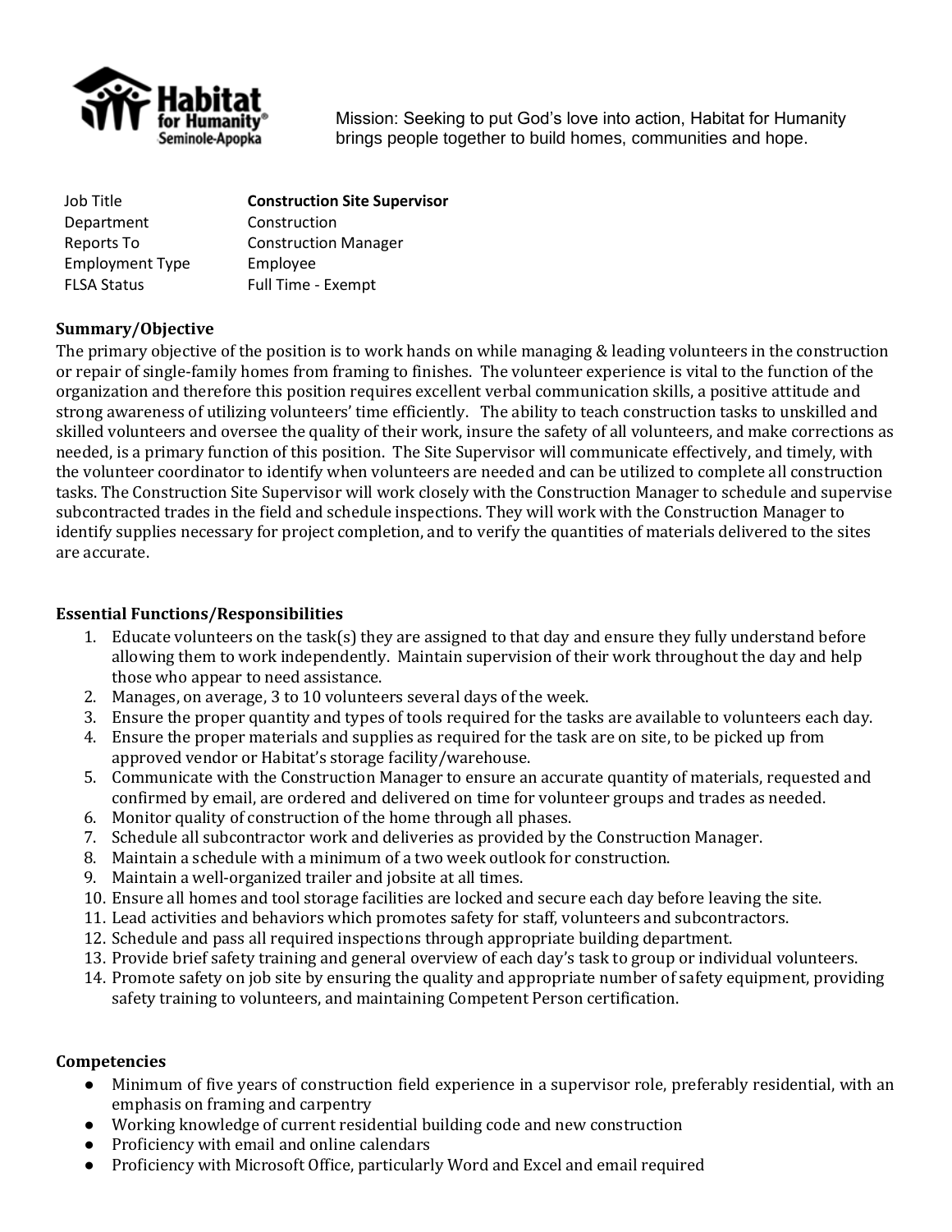Mission: Seeking to put God's love into action, Habitat for Humanity brings people together to build homes, communities and hope.

| | |
|---|---|
| Job Title | **Construction Site Supervisor** |
| Department | Construction |
| Reports To | Construction Manager |
| Employment Type | Employee |
| FLSA Status | Full Time - Exempt |

## Summary/Objective

The primary objective of the position is to work hands on while managing & leading volunteers in the construction or repair of single-family homes from framing to finishes. The volunteer experience is vital to the function of the organization and therefore this position requires excellent verbal communication skills, a positive attitude and strong awareness of utilizing volunteers' time efficiently. The ability to teach construction tasks to unskilled and skilled volunteers and oversee the quality of their work, insure the safety of all volunteers, and make corrections as needed, is a primary function of this position. The Site Supervisor will communicate effectively, and timely, with the volunteer coordinator to identify when volunteers are needed and can be utilized to complete all construction tasks. The Construction Site Supervisor will work closely with the Construction Manager to schedule and supervise subcontracted trades in the field and schedule inspections. They will work with the Construction Manager to identify supplies necessary for project completion, and to verify the quantities of materials delivered to the sites are accurate.

## Essential Functions/Responsibilities

1. Educate volunteers on the task(s) they are assigned to that day and ensure they fully understand before allowing them to work independently. Maintain supervision of their work throughout the day and help those who appear to need assistance.
2. Manages, on average, 3 to 10 volunteers several days of the week.
3. Ensure the proper quantity and types of tools required for the tasks are available to volunteers each day.
4. Ensure the proper materials and supplies as required for the task are on site, to be picked up from approved vendor or Habitat's storage facility/warehouse.
5. Communicate with the Construction Manager to ensure an accurate quantity of materials, requested and confirmed by email, are ordered and delivered on time for volunteer groups and trades as needed.
6. Monitor quality of construction of the home through all phases.
7. Schedule all subcontractor work and deliveries as provided by the Construction Manager.
8. Maintain a schedule with a minimum of a two week outlook for construction.
9. Maintain a well-organized trailer and jobsite at all times.
10. Ensure all homes and tool storage facilities are locked and secure each day before leaving the site.
11. Lead activities and behaviors which promotes safety for staff, volunteers and subcontractors.
12. Schedule and pass all required inspections through appropriate building department.
13. Provide brief safety training and general overview of each day's task to group or individual volunteers.
14. Promote safety on job site by ensuring the quality and appropriate number of safety equipment, providing safety training to volunteers, and maintaining Competent Person certification.

## Competencies

- Minimum of five years of construction field experience in a supervisor role, preferably residential, with an emphasis on framing and carpentry
- Working knowledge of current residential building code and new construction
- Proficiency with email and online calendars
- Proficiency with Microsoft Office, particularly Word and Excel and email required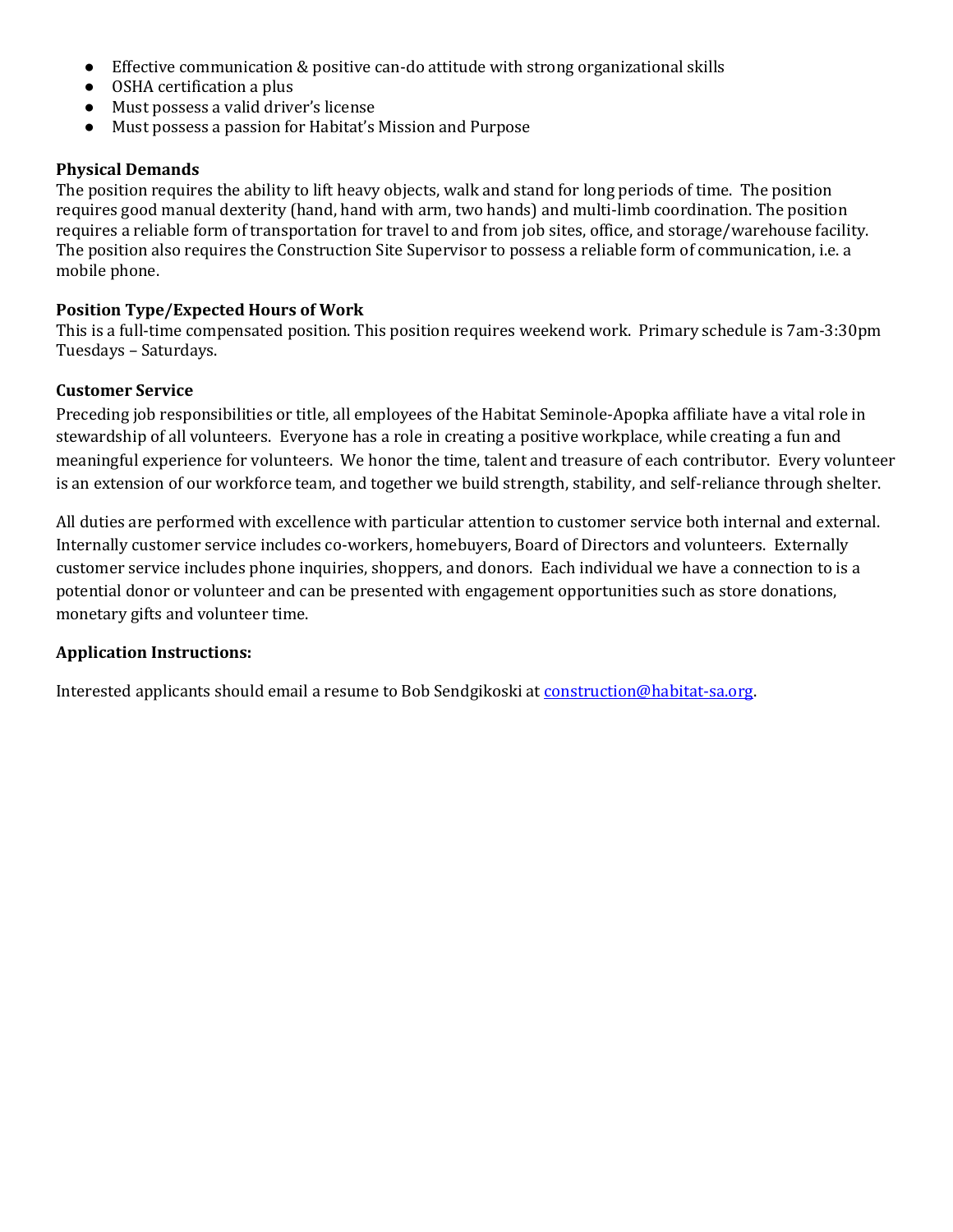- Effective communication & positive can-do attitude with strong organizational skills
- OSHA certification a plus
- Must possess a valid driver's license
- Must possess a passion for Habitat's Mission and Purpose

**Physical Demands**

The position requires the ability to lift heavy objects, walk and stand for long periods of time. The position requires good manual dexterity (hand, hand with arm, two hands) and multi-limb coordination. The position requires a reliable form of transportation for travel to and from job sites, office, and storage/warehouse facility. The position also requires the Construction Site Supervisor to possess a reliable form of communication, i.e. a mobile phone.

**Position Type/Expected Hours of Work**

This is a full-time compensated position. This position requires weekend work. Primary schedule is 7am-3:30pm Tuesdays – Saturdays.

**Customer Service**

Preceding job responsibilities or title, all employees of the Habitat Seminole-Apopka affiliate have a vital role in stewardship of all volunteers. Everyone has a role in creating a positive workplace, while creating a fun and meaningful experience for volunteers. We honor the time, talent and treasure of each contributor. Every volunteer is an extension of our workforce team, and together we build strength, stability, and self-reliance through shelter.

All duties are performed with excellence with particular attention to customer service both internal and external. Internally customer service includes co-workers, homebuyers, Board of Directors and volunteers. Externally customer service includes phone inquiries, shoppers, and donors. Each individual we have a connection to is a potential donor or volunteer and can be presented with engagement opportunities such as store donations, monetary gifts and volunteer time.

**Application Instructions:**

Interested applicants should email a resume to Bob Sendgikoski at construction@habitat-sa.org.